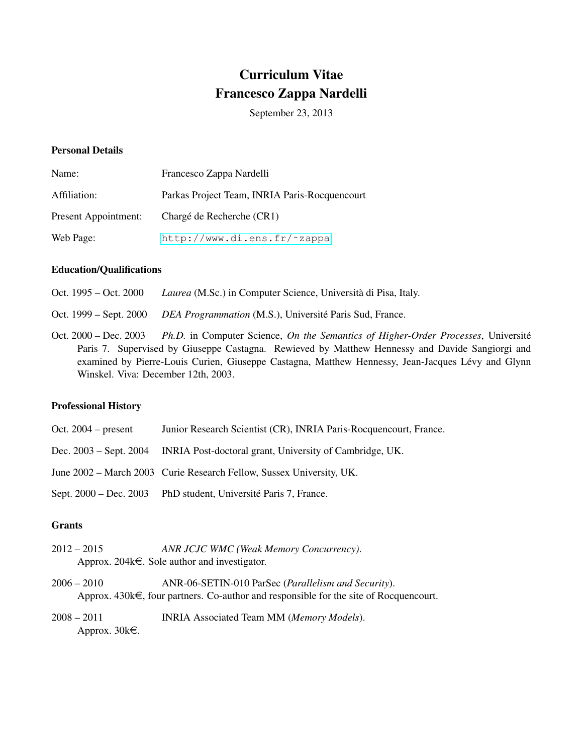# Curriculum Vitae
# Francesco Zappa Nardelli

September 23, 2013

## Personal Details

| | |
|---|---|
| Name: | Francesco Zappa Nardelli |
| Affiliation: | Parkas Project Team, INRIA Paris-Rocquencourt |
| Present Appointment: | Chargé de Recherche (CR1) |
| Web Page: | http://www.di.ens.fr/~zappa |

## Education/Qualifications

Oct. 1995 – Oct. 2000 *Laurea* (M.Sc.) in Computer Science, Università di Pisa, Italy.

Oct. 1999 – Sept. 2000 *DEA Programmation* (M.S.), Université Paris Sud, France.

Oct. 2000 – Dec. 2003 *Ph.D.* in Computer Science, *On the Semantics of Higher-Order Processes*, Université Paris 7. Supervised by Giuseppe Castagna. Rewieved by Matthew Hennessy and Davide Sangiorgi and examined by Pierre-Louis Curien, Giuseppe Castagna, Matthew Hennessy, Jean-Jacques Lévy and Glynn Winskel. Viva: December 12th, 2003.

## Professional History

| | |
|---|---|
| Oct. 2004 – present | Junior Research Scientist (CR), INRIA Paris-Rocquencourt, France. |
| Dec. 2003 – Sept. 2004 | INRIA Post-doctoral grant, University of Cambridge, UK. |
| June 2002 – March 2003 | Curie Research Fellow, Sussex University, UK. |
| Sept. 2000 – Dec. 2003 | PhD student, Université Paris 7, France. |

## Grants

2012 – 2015 *ANR JCJC WMC (Weak Memory Concurrency)*.
Approx. 204k€. Sole author and investigator.

2006 – 2010 ANR-06-SETIN-010 ParSec (*Parallelism and Security*).
Approx. 430k€, four partners. Co-author and responsible for the site of Rocquencourt.

2008 – 2011 INRIA Associated Team MM (*Memory Models*).
Approx. 30k€.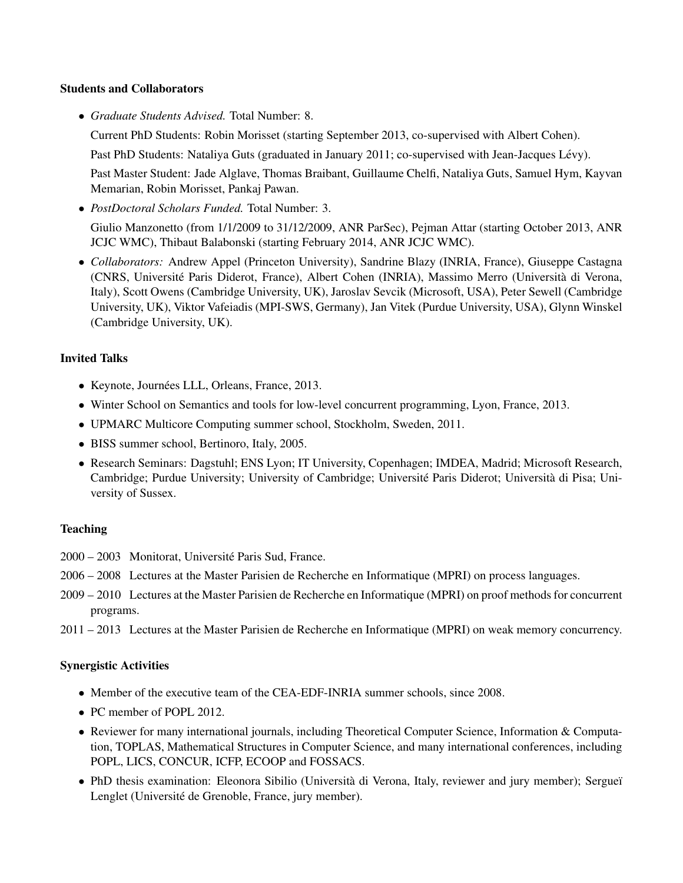### Students and Collaborators

- *Graduate Students Advised.* Total Number: 8.

  Current PhD Students: Robin Morisset (starting September 2013, co-supervised with Albert Cohen).

  Past PhD Students: Nataliya Guts (graduated in January 2011; co-supervised with Jean-Jacques Lévy).

  Past Master Student: Jade Alglave, Thomas Braibant, Guillaume Chelfi, Nataliya Guts, Samuel Hym, Kayvan Memarian, Robin Morisset, Pankaj Pawan.

- *PostDoctoral Scholars Funded.* Total Number: 3.

  Giulio Manzonetto (from 1/1/2009 to 31/12/2009, ANR ParSec), Pejman Attar (starting October 2013, ANR JCJC WMC), Thibaut Balabonski (starting February 2014, ANR JCJC WMC).

- *Collaborators:* Andrew Appel (Princeton University), Sandrine Blazy (INRIA, France), Giuseppe Castagna (CNRS, Université Paris Diderot, France), Albert Cohen (INRIA), Massimo Merro (Università di Verona, Italy), Scott Owens (Cambridge University, UK), Jaroslav Sevcik (Microsoft, USA), Peter Sewell (Cambridge University, UK), Viktor Vafeiadis (MPI-SWS, Germany), Jan Vitek (Purdue University, USA), Glynn Winskel (Cambridge University, UK).

### Invited Talks

- Keynote, Journées LLL, Orleans, France, 2013.
- Winter School on Semantics and tools for low-level concurrent programming, Lyon, France, 2013.
- UPMARC Multicore Computing summer school, Stockholm, Sweden, 2011.
- BISS summer school, Bertinoro, Italy, 2005.
- Research Seminars: Dagstuhl; ENS Lyon; IT University, Copenhagen; IMDEA, Madrid; Microsoft Research, Cambridge; Purdue University; University of Cambridge; Université Paris Diderot; Università di Pisa; University of Sussex.

### Teaching

2000 – 2003 Monitorat, Université Paris Sud, France.

2006 – 2008 Lectures at the Master Parisien de Recherche en Informatique (MPRI) on process languages.

2009 – 2010 Lectures at the Master Parisien de Recherche en Informatique (MPRI) on proof methods for concurrent programs.

2011 – 2013 Lectures at the Master Parisien de Recherche en Informatique (MPRI) on weak memory concurrency.

### Synergistic Activities

- Member of the executive team of the CEA-EDF-INRIA summer schools, since 2008.
- PC member of POPL 2012.
- Reviewer for many international journals, including Theoretical Computer Science, Information & Computation, TOPLAS, Mathematical Structures in Computer Science, and many international conferences, including POPL, LICS, CONCUR, ICFP, ECOOP and FOSSACS.
- PhD thesis examination: Eleonora Sibilio (Università di Verona, Italy, reviewer and jury member); Sergueï Lenglet (Université de Grenoble, France, jury member).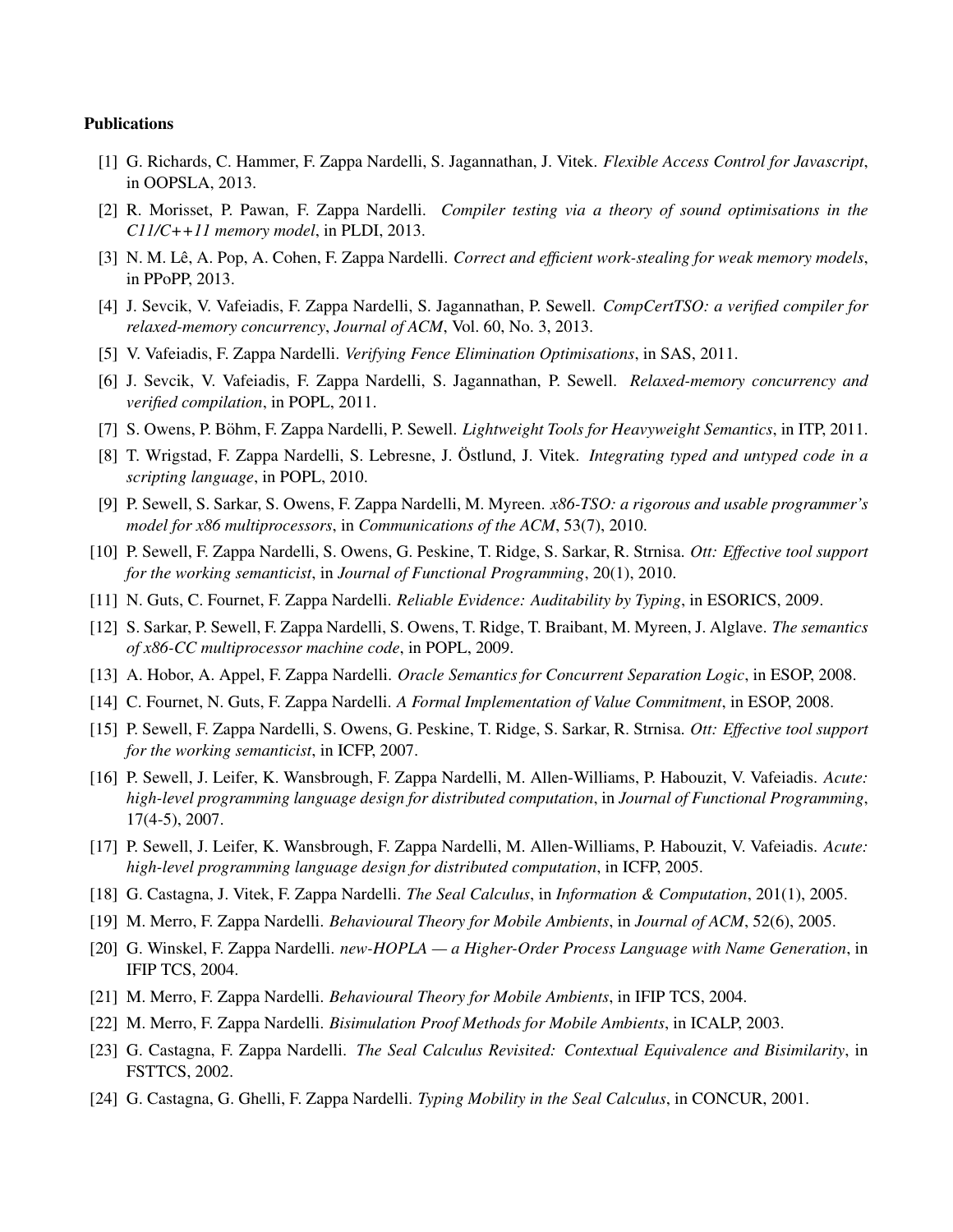**Publications**

[1] G. Richards, C. Hammer, F. Zappa Nardelli, S. Jagannathan, J. Vitek. *Flexible Access Control for Javascript*, in OOPSLA, 2013.

[2] R. Morisset, P. Pawan, F. Zappa Nardelli. *Compiler testing via a theory of sound optimisations in the C11/C++11 memory model*, in PLDI, 2013.

[3] N. M. Lê, A. Pop, A. Cohen, F. Zappa Nardelli. *Correct and efficient work-stealing for weak memory models*, in PPoPP, 2013.

[4] J. Sevcik, V. Vafeiadis, F. Zappa Nardelli, S. Jagannathan, P. Sewell. *CompCertTSO: a verified compiler for relaxed-memory concurrency*, *Journal of ACM*, Vol. 60, No. 3, 2013.

[5] V. Vafeiadis, F. Zappa Nardelli. *Verifying Fence Elimination Optimisations*, in SAS, 2011.

[6] J. Sevcik, V. Vafeiadis, F. Zappa Nardelli, S. Jagannathan, P. Sewell. *Relaxed-memory concurrency and verified compilation*, in POPL, 2011.

[7] S. Owens, P. Böhm, F. Zappa Nardelli, P. Sewell. *Lightweight Tools for Heavyweight Semantics*, in ITP, 2011.

[8] T. Wrigstad, F. Zappa Nardelli, S. Lebresne, J. Östlund, J. Vitek. *Integrating typed and untyped code in a scripting language*, in POPL, 2010.

[9] P. Sewell, S. Sarkar, S. Owens, F. Zappa Nardelli, M. Myreen. *x86-TSO: a rigorous and usable programmer's model for x86 multiprocessors*, in *Communications of the ACM*, 53(7), 2010.

[10] P. Sewell, F. Zappa Nardelli, S. Owens, G. Peskine, T. Ridge, S. Sarkar, R. Strnisa. *Ott: Effective tool support for the working semanticist*, in *Journal of Functional Programming*, 20(1), 2010.

[11] N. Guts, C. Fournet, F. Zappa Nardelli. *Reliable Evidence: Auditability by Typing*, in ESORICS, 2009.

[12] S. Sarkar, P. Sewell, F. Zappa Nardelli, S. Owens, T. Ridge, T. Braibant, M. Myreen, J. Alglave. *The semantics of x86-CC multiprocessor machine code*, in POPL, 2009.

[13] A. Hobor, A. Appel, F. Zappa Nardelli. *Oracle Semantics for Concurrent Separation Logic*, in ESOP, 2008.

[14] C. Fournet, N. Guts, F. Zappa Nardelli. *A Formal Implementation of Value Commitment*, in ESOP, 2008.

[15] P. Sewell, F. Zappa Nardelli, S. Owens, G. Peskine, T. Ridge, S. Sarkar, R. Strnisa. *Ott: Effective tool support for the working semanticist*, in ICFP, 2007.

[16] P. Sewell, J. Leifer, K. Wansbrough, F. Zappa Nardelli, M. Allen-Williams, P. Habouzit, V. Vafeiadis. *Acute: high-level programming language design for distributed computation*, in *Journal of Functional Programming*, 17(4-5), 2007.

[17] P. Sewell, J. Leifer, K. Wansbrough, F. Zappa Nardelli, M. Allen-Williams, P. Habouzit, V. Vafeiadis. *Acute: high-level programming language design for distributed computation*, in ICFP, 2005.

[18] G. Castagna, J. Vitek, F. Zappa Nardelli. *The Seal Calculus*, in *Information & Computation*, 201(1), 2005.

[19] M. Merro, F. Zappa Nardelli. *Behavioural Theory for Mobile Ambients*, in *Journal of ACM*, 52(6), 2005.

[20] G. Winskel, F. Zappa Nardelli. *new-HOPLA — a Higher-Order Process Language with Name Generation*, in IFIP TCS, 2004.

[21] M. Merro, F. Zappa Nardelli. *Behavioural Theory for Mobile Ambients*, in IFIP TCS, 2004.

[22] M. Merro, F. Zappa Nardelli. *Bisimulation Proof Methods for Mobile Ambients*, in ICALP, 2003.

[23] G. Castagna, F. Zappa Nardelli. *The Seal Calculus Revisited: Contextual Equivalence and Bisimilarity*, in FSTTCS, 2002.

[24] G. Castagna, G. Ghelli, F. Zappa Nardelli. *Typing Mobility in the Seal Calculus*, in CONCUR, 2001.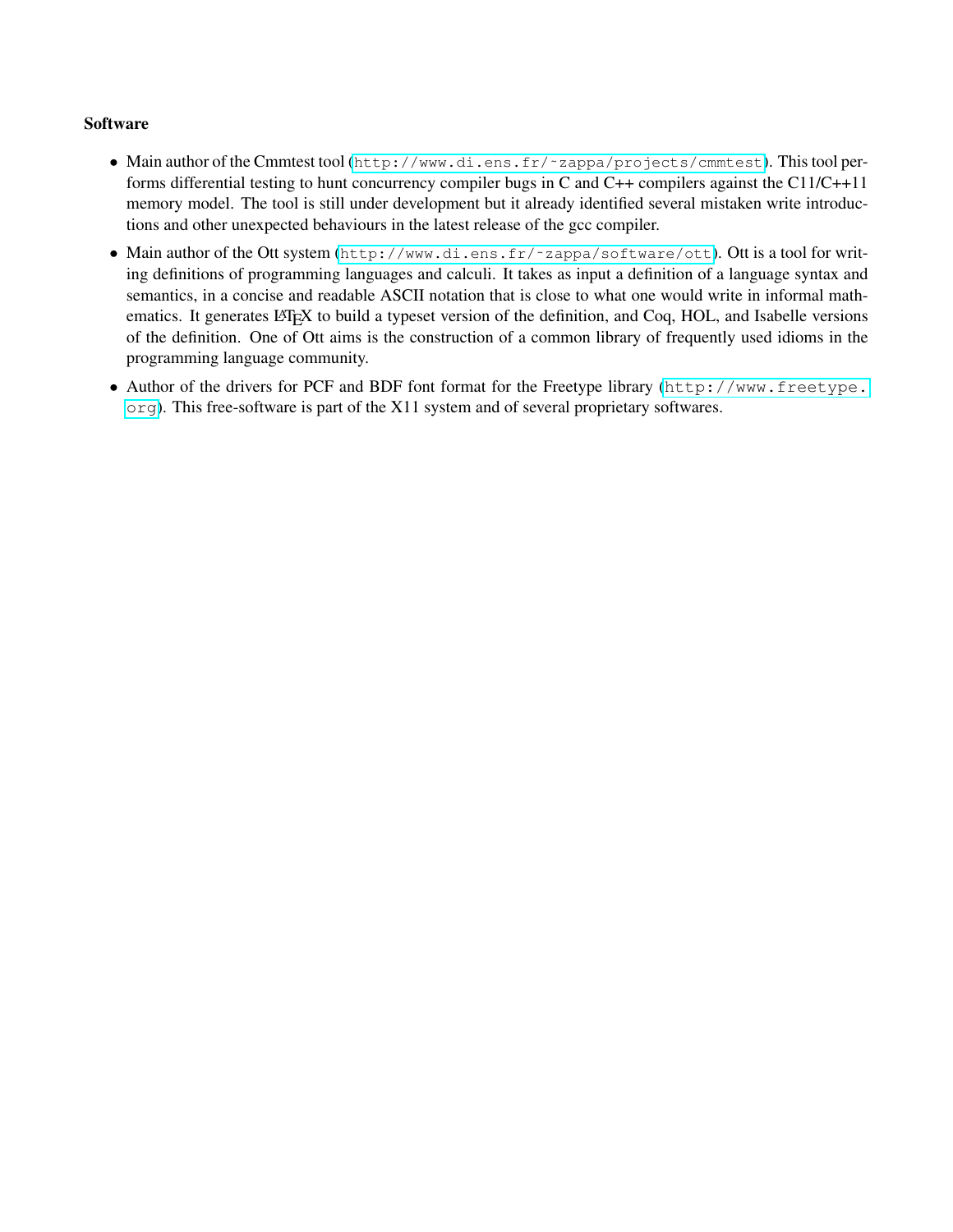**Software**

- Main author of the Cmmtest tool (http://www.di.ens.fr/~zappa/projects/cmmtest). This tool performs differential testing to hunt concurrency compiler bugs in C and C++ compilers against the C11/C++11 memory model. The tool is still under development but it already identified several mistaken write introductions and other unexpected behaviours in the latest release of the gcc compiler.
- Main author of the Ott system (http://www.di.ens.fr/~zappa/software/ott). Ott is a tool for writing definitions of programming languages and calculi. It takes as input a definition of a language syntax and semantics, in a concise and readable ASCII notation that is close to what one would write in informal mathematics. It generates LaTeX to build a typeset version of the definition, and Coq, HOL, and Isabelle versions of the definition. One of Ott aims is the construction of a common library of frequently used idioms in the programming language community.
- Author of the drivers for PCF and BDF font format for the Freetype library (http://www.freetype.org). This free-software is part of the X11 system and of several proprietary softwares.